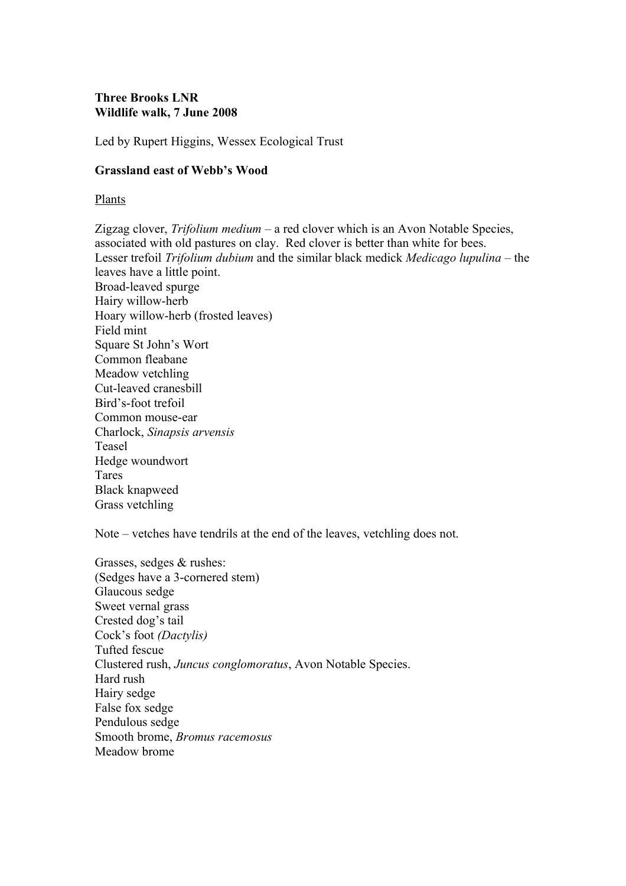**Three Brooks LNR**
**Wildlife walk, 7 June 2008**

Led by Rupert Higgins, Wessex Ecological Trust

**Grassland east of Webb's Wood**

Plants

Zigzag clover, *Trifolium medium* – a red clover which is an Avon Notable Species, associated with old pastures on clay. Red clover is better than white for bees.
Lesser trefoil *Trifolium dubium* and the similar black medick *Medicago lupulina* – the leaves have a little point.
Broad-leaved spurge
Hairy willow-herb
Hoary willow-herb (frosted leaves)
Field mint
Square St John's Wort
Common fleabane
Meadow vetchling
Cut-leaved cranesbill
Bird's-foot trefoil
Common mouse-ear
Charlock, *Sinapsis arvensis*
Teasel
Hedge woundwort
Tares
Black knapweed
Grass vetchling

Note – vetches have tendrils at the end of the leaves, vetchling does not.

Grasses, sedges & rushes:
(Sedges have a 3-cornered stem)
Glaucous sedge
Sweet vernal grass
Crested dog's tail
Cock's foot *(Dactylis)*
Tufted fescue
Clustered rush, *Juncus conglomoratus*, Avon Notable Species.
Hard rush
Hairy sedge
False fox sedge
Pendulous sedge
Smooth brome, *Bromus racemosus*
Meadow brome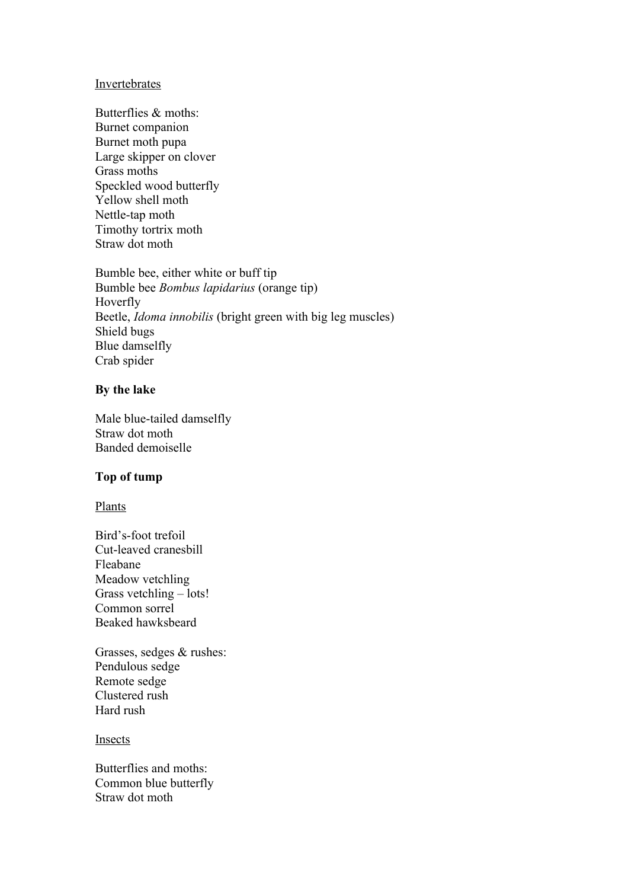Invertebrates

Butterflies & moths:
Burnet companion
Burnet moth pupa
Large skipper on clover
Grass moths
Speckled wood butterfly
Yellow shell moth
Nettle-tap moth
Timothy tortrix moth
Straw dot moth

Bumble bee, either white or buff tip
Bumble bee *Bombus lapidarius* (orange tip)
Hoverfly
Beetle, *Idoma innobilis* (bright green with big leg muscles)
Shield bugs
Blue damselfly
Crab spider

**By the lake**

Male blue-tailed damselfly
Straw dot moth
Banded demoiselle

**Top of tump**

Plants

Bird's-foot trefoil
Cut-leaved cranesbill
Fleabane
Meadow vetchling
Grass vetchling – lots!
Common sorrel
Beaked hawksbeard

Grasses, sedges & rushes:
Pendulous sedge
Remote sedge
Clustered rush
Hard rush

Insects

Butterflies and moths:
Common blue butterfly
Straw dot moth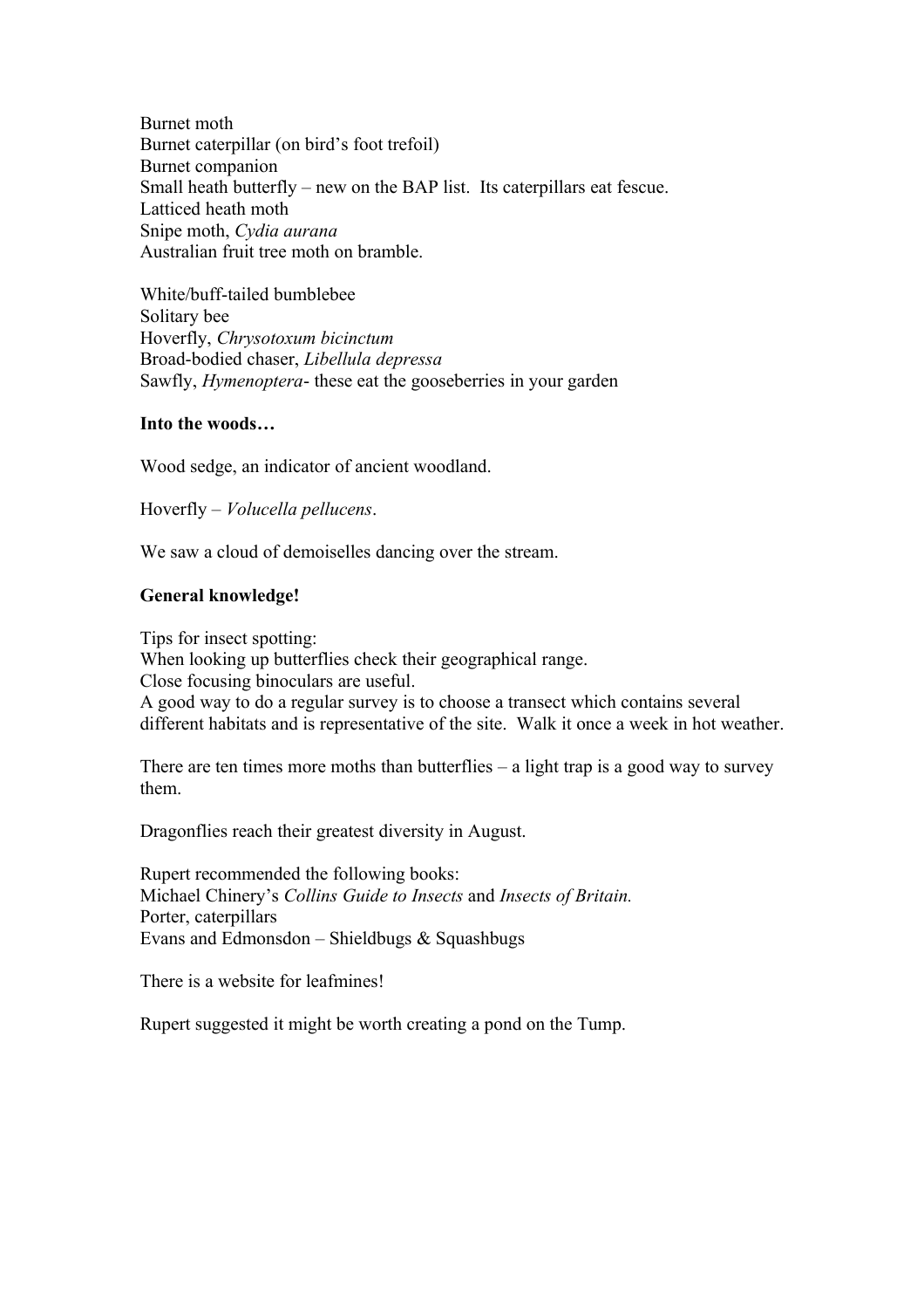Burnet moth
Burnet caterpillar (on bird's foot trefoil)
Burnet companion
Small heath butterfly – new on the BAP list. Its caterpillars eat fescue.
Latticed heath moth
Snipe moth, *Cydia aurana*
Australian fruit tree moth on bramble.

White/buff-tailed bumblebee
Solitary bee
Hoverfly, *Chrysotoxum bicinctum*
Broad-bodied chaser, *Libellula depressa*
Sawfly, *Hymenoptera*- these eat the gooseberries in your garden

**Into the woods…**

Wood sedge, an indicator of ancient woodland.

Hoverfly – *Volucella pellucens*.

We saw a cloud of demoiselles dancing over the stream.

**General knowledge!**

Tips for insect spotting:
When looking up butterflies check their geographical range.
Close focusing binoculars are useful.
A good way to do a regular survey is to choose a transect which contains several different habitats and is representative of the site. Walk it once a week in hot weather.

There are ten times more moths than butterflies – a light trap is a good way to survey them.

Dragonflies reach their greatest diversity in August.

Rupert recommended the following books:
Michael Chinery's *Collins Guide to Insects* and *Insects of Britain.*
Porter, caterpillars
Evans and Edmonsdon – Shieldbugs & Squashbugs

There is a website for leafmines!

Rupert suggested it might be worth creating a pond on the Tump.